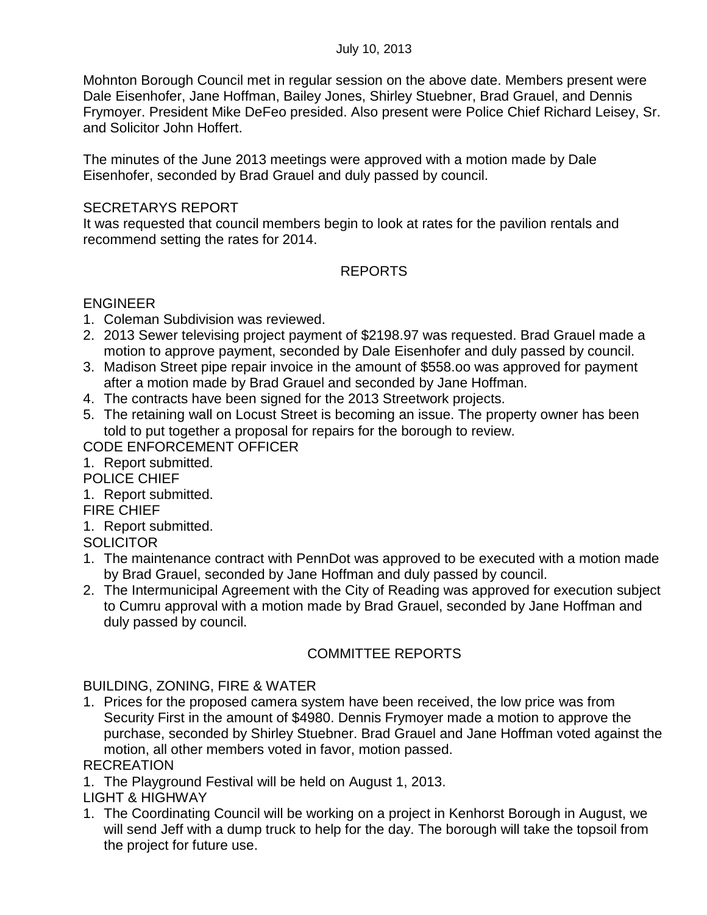July 10, 2013

Mohnton Borough Council met in regular session on the above date. Members present were Dale Eisenhofer, Jane Hoffman, Bailey Jones, Shirley Stuebner, Brad Grauel, and Dennis Frymoyer. President Mike DeFeo presided. Also present were Police Chief Richard Leisey, Sr. and Solicitor John Hoffert.

The minutes of the June 2013 meetings were approved with a motion made by Dale Eisenhofer, seconded by Brad Grauel and duly passed by council.

SECRETARYS REPORT

It was requested that council members begin to look at rates for the pavilion rentals and recommend setting the rates for 2014.

## REPORTS

ENGINEER

1. Coleman Subdivision was reviewed.
2. 2013 Sewer televising project payment of $2198.97 was requested. Brad Grauel made a motion to approve payment, seconded by Dale Eisenhofer and duly passed by council.
3. Madison Street pipe repair invoice in the amount of $558.oo was approved for payment after a motion made by Brad Grauel and seconded by Jane Hoffman.
4. The contracts have been signed for the 2013 Streetwork projects.
5. The retaining wall on Locust Street is becoming an issue. The property owner has been told to put together a proposal for repairs for the borough to review.

CODE ENFORCEMENT OFFICER

1. Report submitted.

POLICE CHIEF

1. Report submitted.

FIRE CHIEF

1. Report submitted.

SOLICITOR

1. The maintenance contract with PennDot was approved to be executed with a motion made by Brad Grauel, seconded by Jane Hoffman and duly passed by council.
2. The Intermunicipal Agreement with the City of Reading was approved for execution subject to Cumru approval with a motion made by Brad Grauel, seconded by Jane Hoffman and duly passed by council.

## COMMITTEE REPORTS

BUILDING, ZONING, FIRE & WATER

1. Prices for the proposed camera system have been received, the low price was from Security First in the amount of $4980. Dennis Frymoyer made a motion to approve the purchase, seconded by Shirley Stuebner. Brad Grauel and Jane Hoffman voted against the motion, all other members voted in favor, motion passed.

RECREATION

1. The Playground Festival will be held on August 1, 2013.

LIGHT & HIGHWAY

1. The Coordinating Council will be working on a project in Kenhorst Borough in August, we will send Jeff with a dump truck to help for the day. The borough will take the topsoil from the project for future use.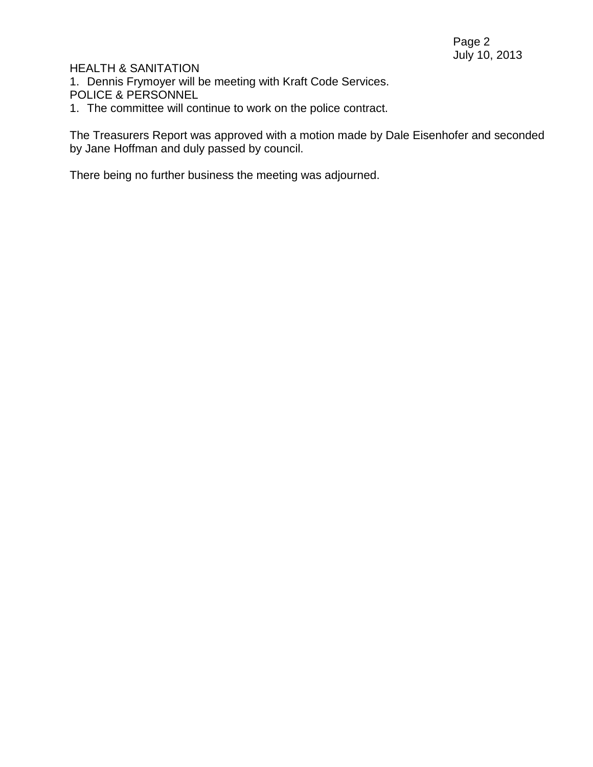HEALTH & SANITATION

1. Dennis Frymoyer will be meeting with Kraft Code Services.

POLICE & PERSONNEL

1. The committee will continue to work on the police contract.

The Treasurers Report was approved with a motion made by Dale Eisenhofer and seconded by Jane Hoffman and duly passed by council.

There being no further business the meeting was adjourned.